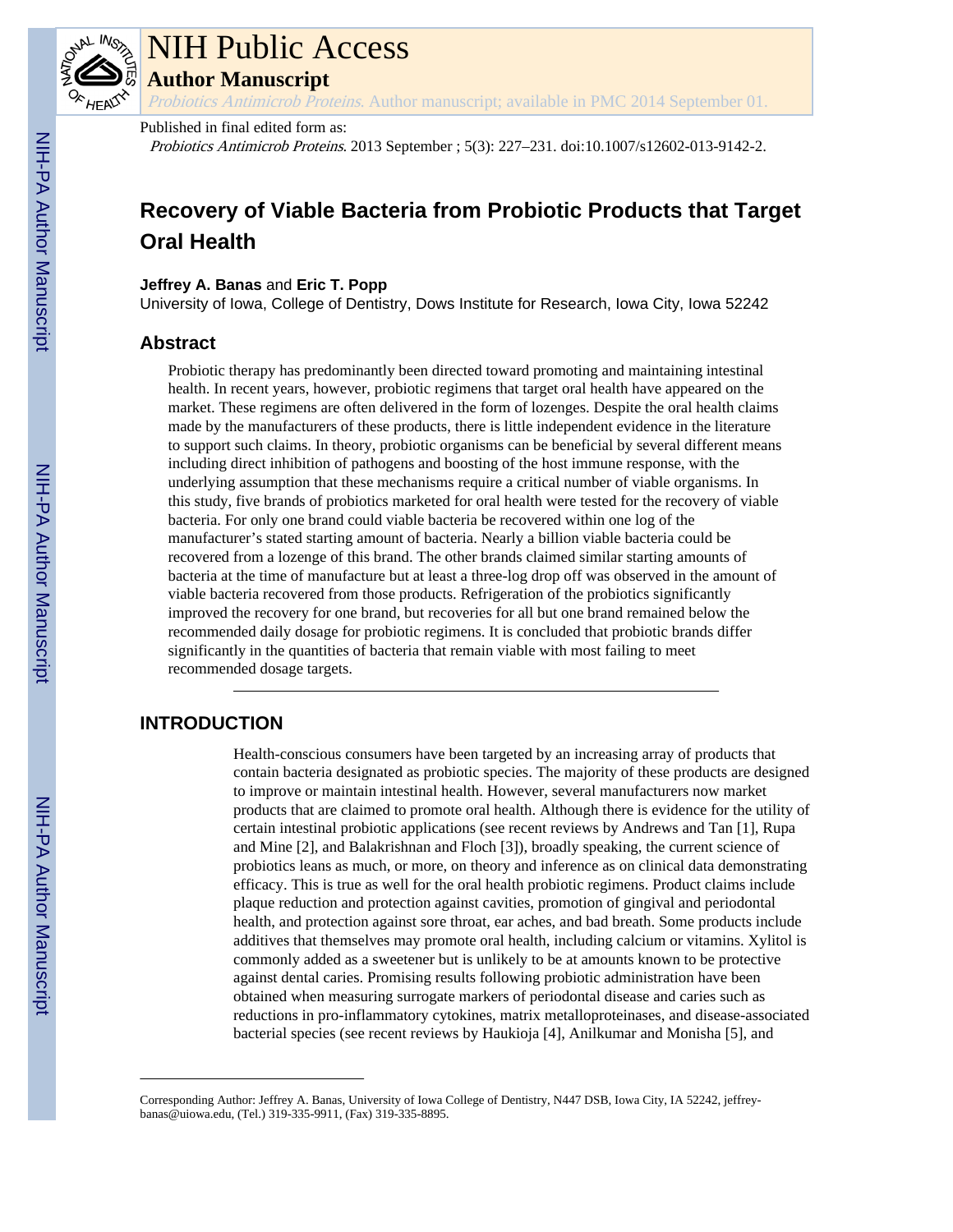NIH Public Access

**Author Manuscript**

*Probiotics Antimicrob Proteins*. Author manuscript; available in PMC 2014 September 01.

Published in final edited form as:

*Probiotics Antimicrob Proteins*. 2013 September ; 5(3): 227–231. doi:10.1007/s12602-013-9142-2.

# Recovery of Viable Bacteria from Probiotic Products that Target Oral Health

**Jeffrey A. Banas** and **Eric T. Popp**

University of Iowa, College of Dentistry, Dows Institute for Research, Iowa City, Iowa 52242

## Abstract

Probiotic therapy has predominantly been directed toward promoting and maintaining intestinal health. In recent years, however, probiotic regimens that target oral health have appeared on the market. These regimens are often delivered in the form of lozenges. Despite the oral health claims made by the manufacturers of these products, there is little independent evidence in the literature to support such claims. In theory, probiotic organisms can be beneficial by several different means including direct inhibition of pathogens and boosting of the host immune response, with the underlying assumption that these mechanisms require a critical number of viable organisms. In this study, five brands of probiotics marketed for oral health were tested for the recovery of viable bacteria. For only one brand could viable bacteria be recovered within one log of the manufacturer's stated starting amount of bacteria. Nearly a billion viable bacteria could be recovered from a lozenge of this brand. The other brands claimed similar starting amounts of bacteria at the time of manufacture but at least a three-log drop off was observed in the amount of viable bacteria recovered from those products. Refrigeration of the probiotics significantly improved the recovery for one brand, but recoveries for all but one brand remained below the recommended daily dosage for probiotic regimens. It is concluded that probiotic brands differ significantly in the quantities of bacteria that remain viable with most failing to meet recommended dosage targets.

## INTRODUCTION

Health-conscious consumers have been targeted by an increasing array of products that contain bacteria designated as probiotic species. The majority of these products are designed to improve or maintain intestinal health. However, several manufacturers now market products that are claimed to promote oral health. Although there is evidence for the utility of certain intestinal probiotic applications (see recent reviews by Andrews and Tan [1], Rupa and Mine [2], and Balakrishnan and Floch [3]), broadly speaking, the current science of probiotics leans as much, or more, on theory and inference as on clinical data demonstrating efficacy. This is true as well for the oral health probiotic regimens. Product claims include plaque reduction and protection against cavities, promotion of gingival and periodontal health, and protection against sore throat, ear aches, and bad breath. Some products include additives that themselves may promote oral health, including calcium or vitamins. Xylitol is commonly added as a sweetener but is unlikely to be at amounts known to be protective against dental caries. Promising results following probiotic administration have been obtained when measuring surrogate markers of periodontal disease and caries such as reductions in pro-inflammatory cytokines, matrix metalloproteinases, and disease-associated bacterial species (see recent reviews by Haukioja [4], Anilkumar and Monisha [5], and

Corresponding Author: Jeffrey A. Banas, University of Iowa College of Dentistry, N447 DSB, Iowa City, IA 52242, jeffrey-banas@uiowa.edu, (Tel.) 319-335-9911, (Fax) 319-335-8895.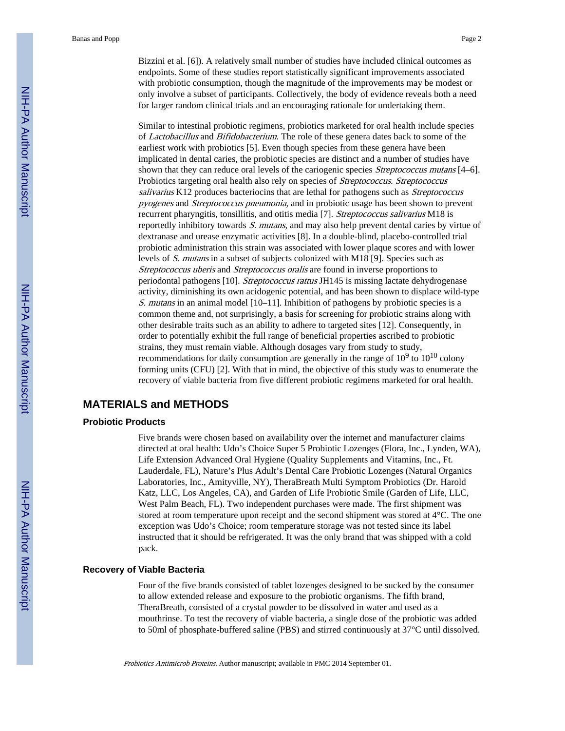Bizzini et al. [6]). A relatively small number of studies have included clinical outcomes as endpoints. Some of these studies report statistically significant improvements associated with probiotic consumption, though the magnitude of the improvements may be modest or only involve a subset of participants. Collectively, the body of evidence reveals both a need for larger random clinical trials and an encouraging rationale for undertaking them.

Similar to intestinal probiotic regimens, probiotics marketed for oral health include species of *Lactobacillus* and *Bifidobacterium*. The role of these genera dates back to some of the earliest work with probiotics [5]. Even though species from these genera have been implicated in dental caries, the probiotic species are distinct and a number of studies have shown that they can reduce oral levels of the cariogenic species *Streptococcus mutans* [4–6]. Probiotics targeting oral health also rely on species of *Streptococcus*. *Streptococcus salivarius* K12 produces bacteriocins that are lethal for pathogens such as *Streptococcus pyogenes* and *Streptococcus pneumonia*, and in probiotic usage has been shown to prevent recurrent pharyngitis, tonsillitis, and otitis media [7]. *Streptococcus salivarius* M18 is reportedly inhibitory towards *S. mutans*, and may also help prevent dental caries by virtue of dextranase and urease enzymatic activities [8]. In a double-blind, placebo-controlled trial probiotic administration this strain was associated with lower plaque scores and with lower levels of *S. mutans* in a subset of subjects colonized with M18 [9]. Species such as *Streptococcus uberis* and *Streptococcus oralis* are found in inverse proportions to periodontal pathogens [10]. *Streptococcus rattus* JH145 is missing lactate dehydrogenase activity, diminishing its own acidogenic potential, and has been shown to displace wild-type *S. mutans* in an animal model [10–11]. Inhibition of pathogens by probiotic species is a common theme and, not surprisingly, a basis for screening for probiotic strains along with other desirable traits such as an ability to adhere to targeted sites [12]. Consequently, in order to potentially exhibit the full range of beneficial properties ascribed to probiotic strains, they must remain viable. Although dosages vary from study to study, recommendations for daily consumption are generally in the range of $10^9$ to $10^{10}$ colony forming units (CFU) [2]. With that in mind, the objective of this study was to enumerate the recovery of viable bacteria from five different probiotic regimens marketed for oral health.

## MATERIALS and METHODS

### Probiotic Products

Five brands were chosen based on availability over the internet and manufacturer claims directed at oral health: Udo's Choice Super 5 Probiotic Lozenges (Flora, Inc., Lynden, WA), Life Extension Advanced Oral Hygiene (Quality Supplements and Vitamins, Inc., Ft. Lauderdale, FL), Nature's Plus Adult's Dental Care Probiotic Lozenges (Natural Organics Laboratories, Inc., Amityville, NY), TheraBreath Multi Symptom Probiotics (Dr. Harold Katz, LLC, Los Angeles, CA), and Garden of Life Probiotic Smile (Garden of Life, LLC, West Palm Beach, FL). Two independent purchases were made. The first shipment was stored at room temperature upon receipt and the second shipment was stored at 4°C. The one exception was Udo's Choice; room temperature storage was not tested since its label instructed that it should be refrigerated. It was the only brand that was shipped with a cold pack.

### Recovery of Viable Bacteria

Four of the five brands consisted of tablet lozenges designed to be sucked by the consumer to allow extended release and exposure to the probiotic organisms. The fifth brand, TheraBreath, consisted of a crystal powder to be dissolved in water and used as a mouthrinse. To test the recovery of viable bacteria, a single dose of the probiotic was added to 50ml of phosphate-buffered saline (PBS) and stirred continuously at 37°C until dissolved.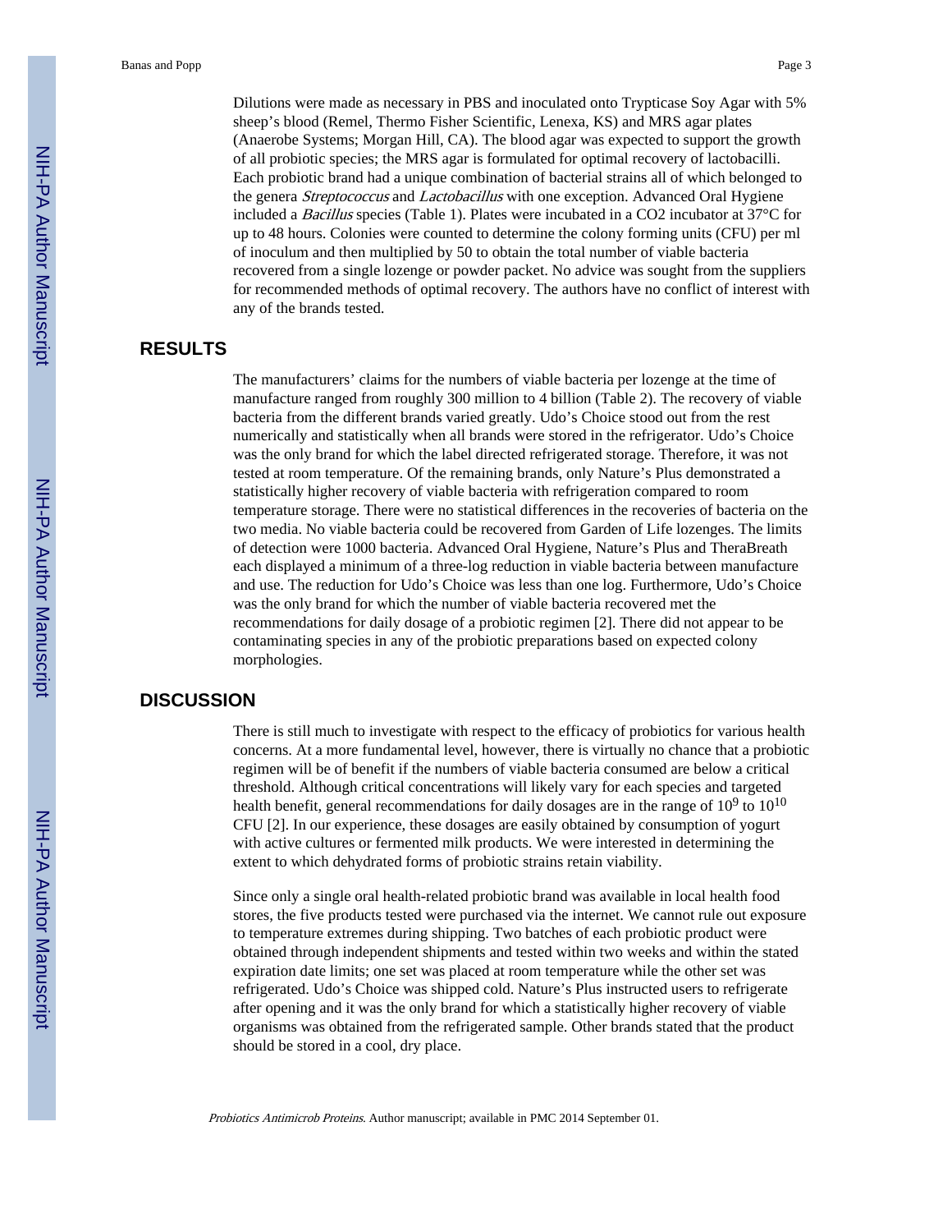Dilutions were made as necessary in PBS and inoculated onto Trypticase Soy Agar with 5% sheep's blood (Remel, Thermo Fisher Scientific, Lenexa, KS) and MRS agar plates (Anaerobe Systems; Morgan Hill, CA). The blood agar was expected to support the growth of all probiotic species; the MRS agar is formulated for optimal recovery of lactobacilli. Each probiotic brand had a unique combination of bacterial strains all of which belonged to the genera *Streptococcus* and *Lactobacillus* with one exception. Advanced Oral Hygiene included a *Bacillus* species (Table 1). Plates were incubated in a $CO_2$ incubator at 37°C for up to 48 hours. Colonies were counted to determine the colony forming units (CFU) per ml of inoculum and then multiplied by 50 to obtain the total number of viable bacteria recovered from a single lozenge or powder packet. No advice was sought from the suppliers for recommended methods of optimal recovery. The authors have no conflict of interest with any of the brands tested.

## RESULTS

The manufacturers' claims for the numbers of viable bacteria per lozenge at the time of manufacture ranged from roughly 300 million to 4 billion (Table 2). The recovery of viable bacteria from the different brands varied greatly. Udo's Choice stood out from the rest numerically and statistically when all brands were stored in the refrigerator. Udo's Choice was the only brand for which the label directed refrigerated storage. Therefore, it was not tested at room temperature. Of the remaining brands, only Nature's Plus demonstrated a statistically higher recovery of viable bacteria with refrigeration compared to room temperature storage. There were no statistical differences in the recoveries of bacteria on the two media. No viable bacteria could be recovered from Garden of Life lozenges. The limits of detection were 1000 bacteria. Advanced Oral Hygiene, Nature's Plus and TheraBreath each displayed a minimum of a three-log reduction in viable bacteria between manufacture and use. The reduction for Udo's Choice was less than one log. Furthermore, Udo's Choice was the only brand for which the number of viable bacteria recovered met the recommendations for daily dosage of a probiotic regimen [2]. There did not appear to be contaminating species in any of the probiotic preparations based on expected colony morphologies.

## DISCUSSION

There is still much to investigate with respect to the efficacy of probiotics for various health concerns. At a more fundamental level, however, there is virtually no chance that a probiotic regimen will be of benefit if the numbers of viable bacteria consumed are below a critical threshold. Although critical concentrations will likely vary for each species and targeted health benefit, general recommendations for daily dosages are in the range of $10^9$ to $10^{10}$ CFU [2]. In our experience, these dosages are easily obtained by consumption of yogurt with active cultures or fermented milk products. We were interested in determining the extent to which dehydrated forms of probiotic strains retain viability.

Since only a single oral health-related probiotic brand was available in local health food stores, the five products tested were purchased via the internet. We cannot rule out exposure to temperature extremes during shipping. Two batches of each probiotic product were obtained through independent shipments and tested within two weeks and within the stated expiration date limits; one set was placed at room temperature while the other set was refrigerated. Udo's Choice was shipped cold. Nature's Plus instructed users to refrigerate after opening and it was the only brand for which a statistically higher recovery of viable organisms was obtained from the refrigerated sample. Other brands stated that the product should be stored in a cool, dry place.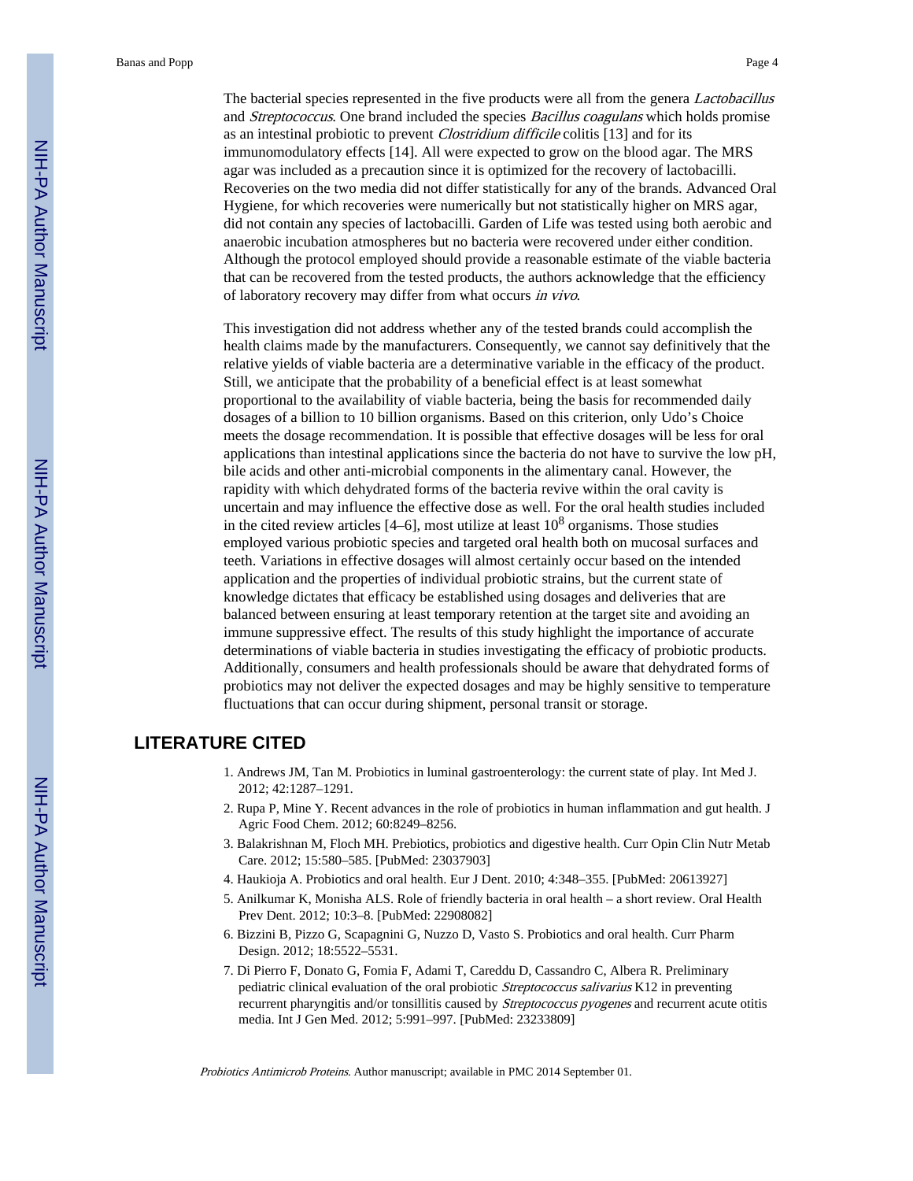The bacterial species represented in the five products were all from the genera *Lactobacillus* and *Streptococcus*. One brand included the species *Bacillus coagulans* which holds promise as an intestinal probiotic to prevent *Clostridium difficile* colitis [13] and for its immunomodulatory effects [14]. All were expected to grow on the blood agar. The MRS agar was included as a precaution since it is optimized for the recovery of lactobacilli. Recoveries on the two media did not differ statistically for any of the brands. Advanced Oral Hygiene, for which recoveries were numerically but not statistically higher on MRS agar, did not contain any species of lactobacilli. Garden of Life was tested using both aerobic and anaerobic incubation atmospheres but no bacteria were recovered under either condition. Although the protocol employed should provide a reasonable estimate of the viable bacteria that can be recovered from the tested products, the authors acknowledge that the efficiency of laboratory recovery may differ from what occurs *in vivo*.

This investigation did not address whether any of the tested brands could accomplish the health claims made by the manufacturers. Consequently, we cannot say definitively that the relative yields of viable bacteria are a determinative variable in the efficacy of the product. Still, we anticipate that the probability of a beneficial effect is at least somewhat proportional to the availability of viable bacteria, being the basis for recommended daily dosages of a billion to 10 billion organisms. Based on this criterion, only Udo's Choice meets the dosage recommendation. It is possible that effective dosages will be less for oral applications than intestinal applications since the bacteria do not have to survive the low pH, bile acids and other anti-microbial components in the alimentary canal. However, the rapidity with which dehydrated forms of the bacteria revive within the oral cavity is uncertain and may influence the effective dose as well. For the oral health studies included in the cited review articles [4–6], most utilize at least $10^8$ organisms. Those studies employed various probiotic species and targeted oral health both on mucosal surfaces and teeth. Variations in effective dosages will almost certainly occur based on the intended application and the properties of individual probiotic strains, but the current state of knowledge dictates that efficacy be established using dosages and deliveries that are balanced between ensuring at least temporary retention at the target site and avoiding an immune suppressive effect. The results of this study highlight the importance of accurate determinations of viable bacteria in studies investigating the efficacy of probiotic products. Additionally, consumers and health professionals should be aware that dehydrated forms of probiotics may not deliver the expected dosages and may be highly sensitive to temperature fluctuations that can occur during shipment, personal transit or storage.

## LITERATURE CITED

1. Andrews JM, Tan M. Probiotics in luminal gastroenterology: the current state of play. Int Med J. 2012; 42:1287–1291.
2. Rupa P, Mine Y. Recent advances in the role of probiotics in human inflammation and gut health. J Agric Food Chem. 2012; 60:8249–8256.
3. Balakrishnan M, Floch MH. Prebiotics, probiotics and digestive health. Curr Opin Clin Nutr Metab Care. 2012; 15:580–585. [PubMed: 23037903]
4. Haukioja A. Probiotics and oral health. Eur J Dent. 2010; 4:348–355. [PubMed: 20613927]
5. Anilkumar K, Monisha ALS. Role of friendly bacteria in oral health – a short review. Oral Health Prev Dent. 2012; 10:3–8. [PubMed: 22908082]
6. Bizzini B, Pizzo G, Scapagnini G, Nuzzo D, Vasto S. Probiotics and oral health. Curr Pharm Design. 2012; 18:5522–5531.
7. Di Pierro F, Donato G, Fomia F, Adami T, Careddu D, Cassandro C, Albera R. Preliminary pediatric clinical evaluation of the oral probiotic *Streptococcus salivarius* K12 in preventing recurrent pharyngitis and/or tonsillitis caused by *Streptococcus pyogenes* and recurrent acute otitis media. Int J Gen Med. 2012; 5:991–997. [PubMed: 23233809]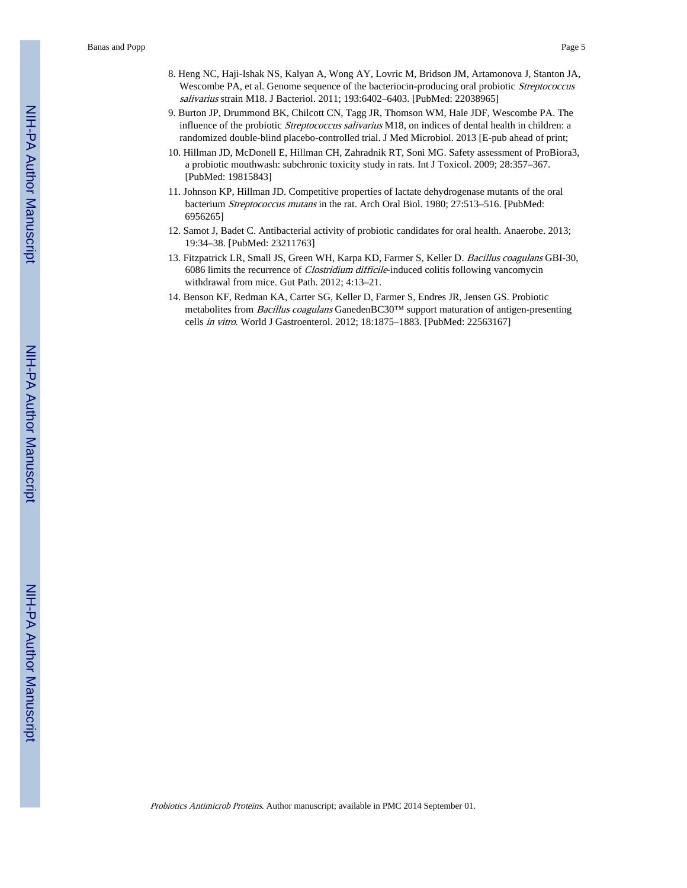8. Heng NC, Haji-Ishak NS, Kalyan A, Wong AY, Lovric M, Bridson JM, Artamonova J, Stanton JA, Wescombe PA, et al. Genome sequence of the bacteriocin-producing oral probiotic *Streptococcus salivarius* strain M18. J Bacteriol. 2011; 193:6402–6403. [PubMed: 22038965]
9. Burton JP, Drummond BK, Chilcott CN, Tagg JR, Thomson WM, Hale JDF, Wescombe PA. The influence of the probiotic *Streptococcus salivarius* M18, on indices of dental health in children: a randomized double-blind placebo-controlled trial. J Med Microbiol. 2013 [E-pub ahead of print;
10. Hillman JD, McDonell E, Hillman CH, Zahradnik RT, Soni MG. Safety assessment of ProBiora3, a probiotic mouthwash: subchronic toxicity study in rats. Int J Toxicol. 2009; 28:357–367. [PubMed: 19815843]
11. Johnson KP, Hillman JD. Competitive properties of lactate dehydrogenase mutants of the oral bacterium *Streptococcus mutans* in the rat. Arch Oral Biol. 1980; 27:513–516. [PubMed: 6956265]
12. Samot J, Badet C. Antibacterial activity of probiotic candidates for oral health. Anaerobe. 2013; 19:34–38. [PubMed: 23211763]
13. Fitzpatrick LR, Small JS, Green WH, Karpa KD, Farmer S, Keller D. *Bacillus coagulans* GBI-30, 6086 limits the recurrence of *Clostridium difficile*-induced colitis following vancomycin withdrawal from mice. Gut Path. 2012; 4:13–21.
14. Benson KF, Redman KA, Carter SG, Keller D, Farmer S, Endres JR, Jensen GS. Probiotic metabolites from *Bacillus coagulans* GanedenBC30™ support maturation of antigen-presenting cells *in vitro*. World J Gastroenterol. 2012; 18:1875–1883. [PubMed: 22563167]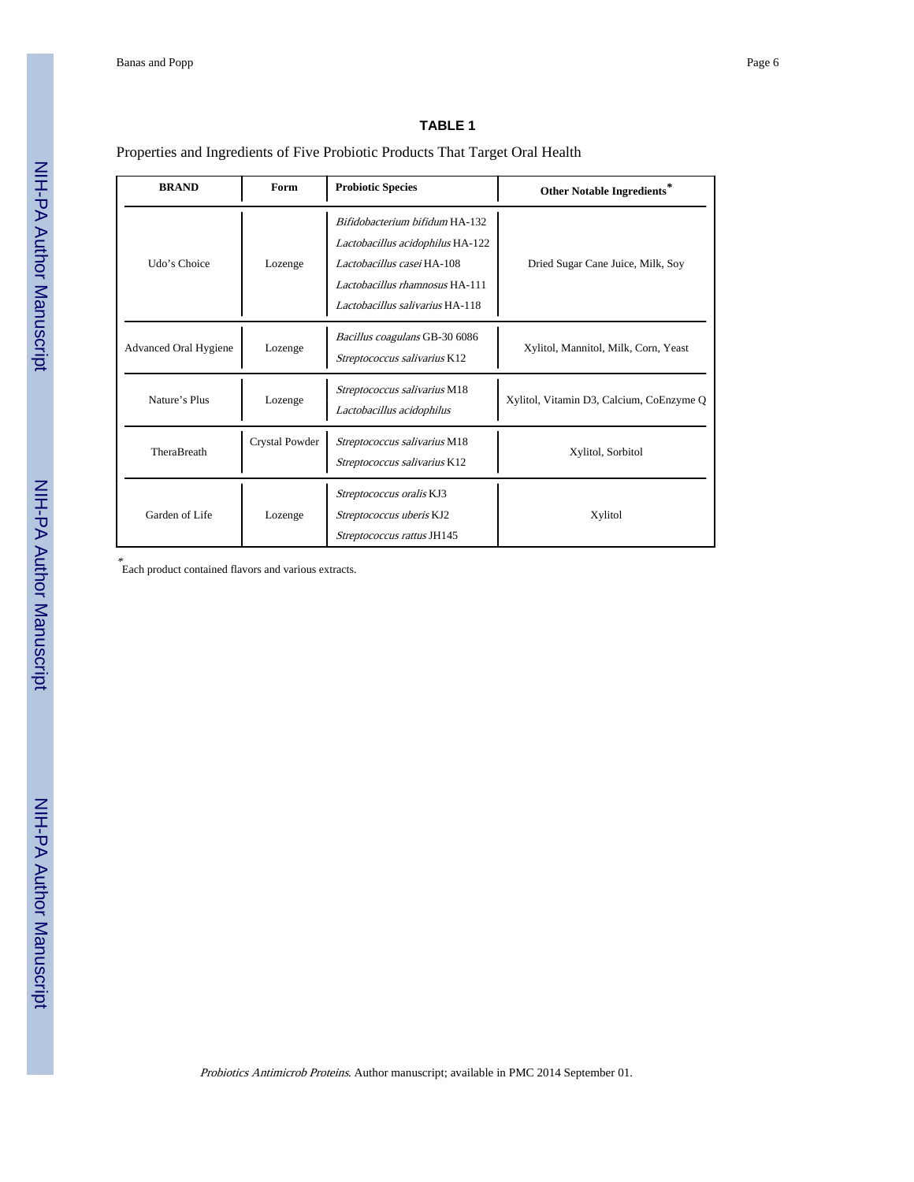### TABLE 1

Properties and Ingredients of Five Probiotic Products That Target Oral Health

| BRAND | Form | Probiotic Species | Other Notable Ingredients* |
|---|---|---|---|
| Udo's Choice | Lozenge | *Bifidobacterium bifidum* HA-132<br>*Lactobacillus acidophilus* HA-122<br>*Lactobacillus casei* HA-108<br>*Lactobacillus rhamnosus* HA-111<br>*Lactobacillus salivarius* HA-118 | Dried Sugar Cane Juice, Milk, Soy |
| Advanced Oral Hygiene | Lozenge | *Bacillus coagulans* GB-30 6086<br>*Streptococcus salivarius* K12 | Xylitol, Mannitol, Milk, Corn, Yeast |
| Nature's Plus | Lozenge | *Streptococcus salivarius* M18<br>*Lactobacillus acidophilus* | Xylitol, Vitamin D3, Calcium, CoEnzyme Q |
| TheraBreath | Crystal Powder | *Streptococcus salivarius* M18<br>*Streptococcus salivarius* K12 | Xylitol, Sorbitol |
| Garden of Life | Lozenge | *Streptococcus oralis* KJ3<br>*Streptococcus uberis* KJ2<br>*Streptococcus rattus* JH145 | Xylitol |

*Each product contained flavors and various extracts.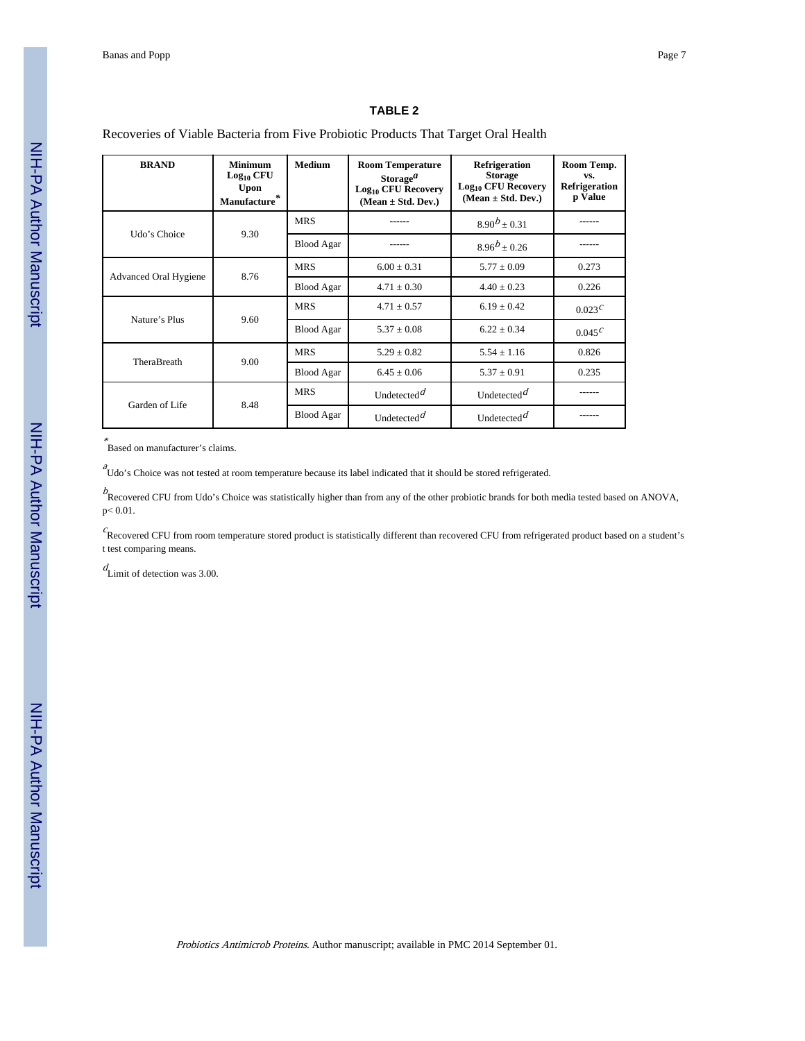## TABLE 2

Recoveries of Viable Bacteria from Five Probiotic Products That Target Oral Health

| BRAND | Minimum $Log_{10}$ CFU Upon Manufacture[*] | Medium | Room Temperature Storage[a] $Log_{10}$ CFU Recovery (Mean ± Std. Dev.) | Refrigeration Storage $Log_{10}$ CFU Recovery (Mean ± Std. Dev.) | Room Temp. vs. Refrigeration p Value |
|---|---|---|---|---|---|
| Udo's Choice | 9.30 | MRS | ------ | 8.90[b] ± 0.31 | ------ |
| | | Blood Agar | ------ | 8.96[b] ± 0.26 | ------ |
| Advanced Oral Hygiene | 8.76 | MRS | 6.00 ± 0.31 | 5.77 ± 0.09 | 0.273 |
| | | Blood Agar | 4.71 ± 0.30 | 4.40 ± 0.23 | 0.226 |
| Nature's Plus | 9.60 | MRS | 4.71 ± 0.57 | 6.19 ± 0.42 | 0.023[c] |
| | | Blood Agar | 5.37 ± 0.08 | 6.22 ± 0.34 | 0.045[c] |
| TheraBreath | 9.00 | MRS | 5.29 ± 0.82 | 5.54 ± 1.16 | 0.826 |
| | | Blood Agar | 6.45 ± 0.06 | 5.37 ± 0.91 | 0.235 |
| Garden of Life | 8.48 | MRS | Undetected[d] | Undetected[d] | ------ |
| | | Blood Agar | Undetected[d] | Undetected[d] | ------ |

[*] Based on manufacturer's claims.

[a] Udo's Choice was not tested at room temperature because its label indicated that it should be stored refrigerated.

[b] Recovered CFU from Udo's Choice was statistically higher than from any of the other probiotic brands for both media tested based on ANOVA, $p < 0.01$.

[c] Recovered CFU from room temperature stored product is statistically different than recovered CFU from refrigerated product based on a student's t test comparing means.

[d] Limit of detection was 3.00.